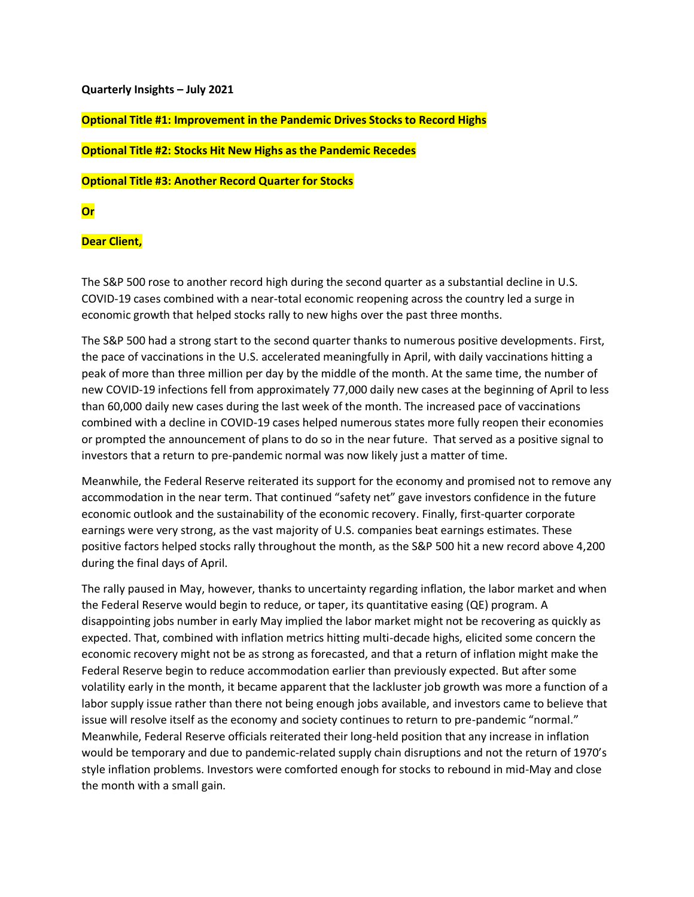**Quarterly Insights – July 2021**

**Optional Title #1: Improvement in the Pandemic Drives Stocks to Record Highs**

**Optional Title #2: Stocks Hit New Highs as the Pandemic Recedes**

**Optional Title #3: Another Record Quarter for Stocks**

**Or**

**Dear Client,**

The S&P 500 rose to another record high during the second quarter as a substantial decline in U.S. COVID-19 cases combined with a near-total economic reopening across the country led a surge in economic growth that helped stocks rally to new highs over the past three months.

The S&P 500 had a strong start to the second quarter thanks to numerous positive developments. First, the pace of vaccinations in the U.S. accelerated meaningfully in April, with daily vaccinations hitting a peak of more than three million per day by the middle of the month. At the same time, the number of new COVID-19 infections fell from approximately 77,000 daily new cases at the beginning of April to less than 60,000 daily new cases during the last week of the month. The increased pace of vaccinations combined with a decline in COVID-19 cases helped numerous states more fully reopen their economies or prompted the announcement of plans to do so in the near future. That served as a positive signal to investors that a return to pre-pandemic normal was now likely just a matter of time.

Meanwhile, the Federal Reserve reiterated its support for the economy and promised not to remove any accommodation in the near term. That continued "safety net" gave investors confidence in the future economic outlook and the sustainability of the economic recovery. Finally, first-quarter corporate earnings were very strong, as the vast majority of U.S. companies beat earnings estimates. These positive factors helped stocks rally throughout the month, as the S&P 500 hit a new record above 4,200 during the final days of April.

The rally paused in May, however, thanks to uncertainty regarding inflation, the labor market and when the Federal Reserve would begin to reduce, or taper, its quantitative easing (QE) program. A disappointing jobs number in early May implied the labor market might not be recovering as quickly as expected. That, combined with inflation metrics hitting multi-decade highs, elicited some concern the economic recovery might not be as strong as forecasted, and that a return of inflation might make the Federal Reserve begin to reduce accommodation earlier than previously expected. But after some volatility early in the month, it became apparent that the lackluster job growth was more a function of a labor supply issue rather than there not being enough jobs available, and investors came to believe that issue will resolve itself as the economy and society continues to return to pre-pandemic "normal." Meanwhile, Federal Reserve officials reiterated their long-held position that any increase in inflation would be temporary and due to pandemic-related supply chain disruptions and not the return of 1970's style inflation problems. Investors were comforted enough for stocks to rebound in mid-May and close the month with a small gain.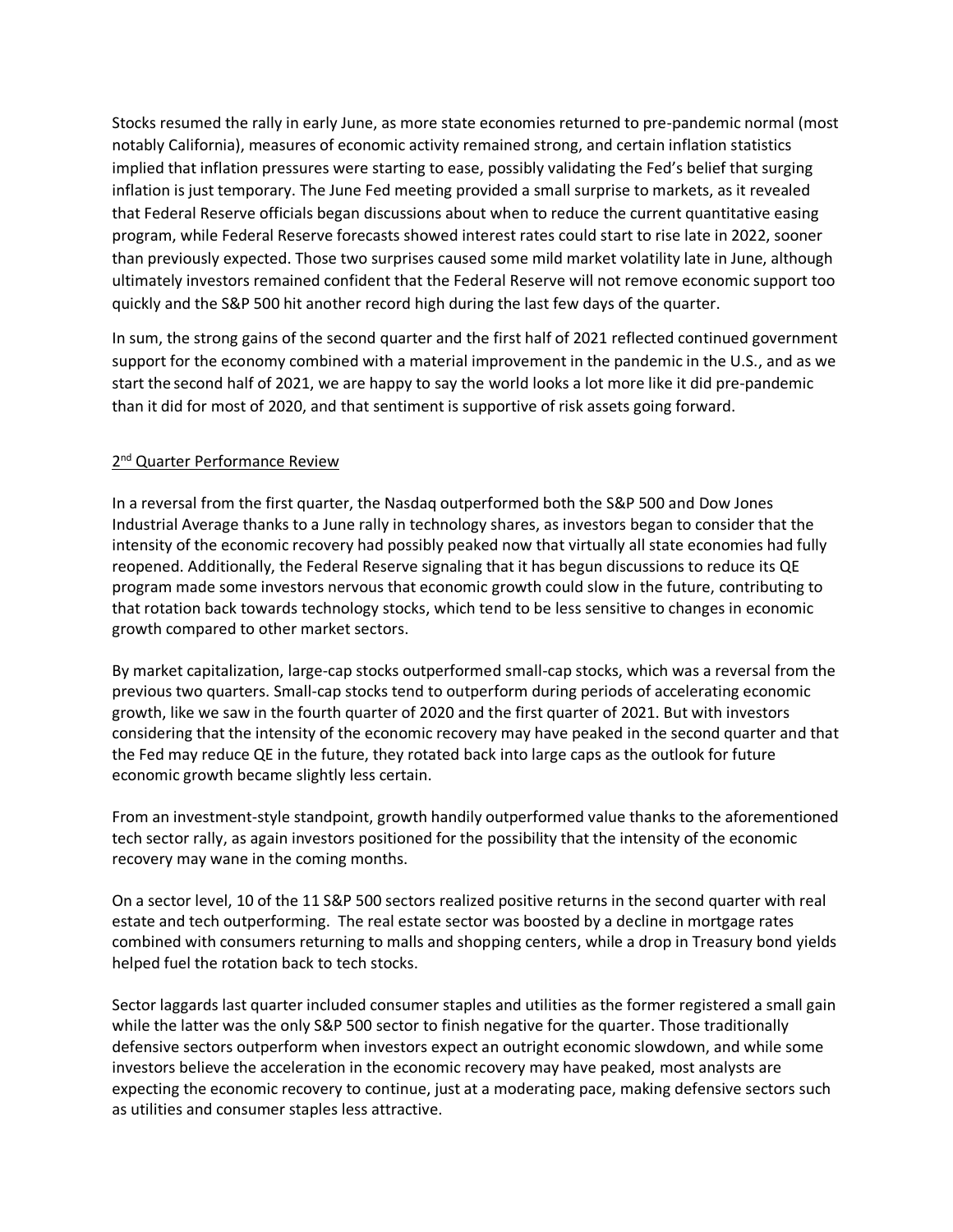Stocks resumed the rally in early June, as more state economies returned to pre-pandemic normal (most notably California), measures of economic activity remained strong, and certain inflation statistics implied that inflation pressures were starting to ease, possibly validating the Fed's belief that surging inflation is just temporary. The June Fed meeting provided a small surprise to markets, as it revealed that Federal Reserve officials began discussions about when to reduce the current quantitative easing program, while Federal Reserve forecasts showed interest rates could start to rise late in 2022, sooner than previously expected. Those two surprises caused some mild market volatility late in June, although ultimately investors remained confident that the Federal Reserve will not remove economic support too quickly and the S&P 500 hit another record high during the last few days of the quarter.

In sum, the strong gains of the second quarter and the first half of 2021 reflected continued government support for the economy combined with a material improvement in the pandemic in the U.S., and as we start the second half of 2021, we are happy to say the world looks a lot more like it did pre-pandemic than it did for most of 2020, and that sentiment is supportive of risk assets going forward.

## 2nd Quarter Performance Review

In a reversal from the first quarter, the Nasdaq outperformed both the S&P 500 and Dow Jones Industrial Average thanks to a June rally in technology shares, as investors began to consider that the intensity of the economic recovery had possibly peaked now that virtually all state economies had fully reopened. Additionally, the Federal Reserve signaling that it has begun discussions to reduce its QE program made some investors nervous that economic growth could slow in the future, contributing to that rotation back towards technology stocks, which tend to be less sensitive to changes in economic growth compared to other market sectors.

By market capitalization, large-cap stocks outperformed small-cap stocks, which was a reversal from the previous two quarters. Small-cap stocks tend to outperform during periods of accelerating economic growth, like we saw in the fourth quarter of 2020 and the first quarter of 2021. But with investors considering that the intensity of the economic recovery may have peaked in the second quarter and that the Fed may reduce QE in the future, they rotated back into large caps as the outlook for future economic growth became slightly less certain.

From an investment-style standpoint, growth handily outperformed value thanks to the aforementioned tech sector rally, as again investors positioned for the possibility that the intensity of the economic recovery may wane in the coming months.

On a sector level, 10 of the 11 S&P 500 sectors realized positive returns in the second quarter with real estate and tech outperforming. The real estate sector was boosted by a decline in mortgage rates combined with consumers returning to malls and shopping centers, while a drop in Treasury bond yields helped fuel the rotation back to tech stocks.

Sector laggards last quarter included consumer staples and utilities as the former registered a small gain while the latter was the only S&P 500 sector to finish negative for the quarter. Those traditionally defensive sectors outperform when investors expect an outright economic slowdown, and while some investors believe the acceleration in the economic recovery may have peaked, most analysts are expecting the economic recovery to continue, just at a moderating pace, making defensive sectors such as utilities and consumer staples less attractive.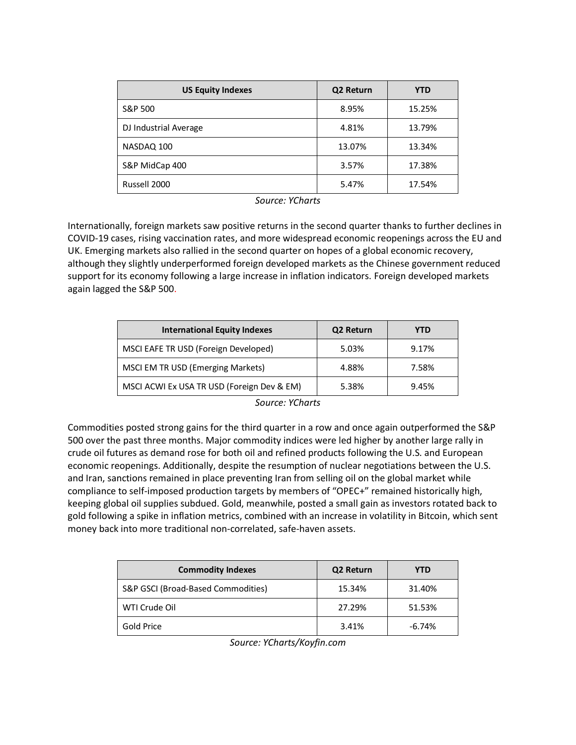| US Equity Indexes | Q2 Return | YTD |
| --- | --- | --- |
| S&P 500 | 8.95% | 15.25% |
| DJ Industrial Average | 4.81% | 13.79% |
| NASDAQ 100 | 13.07% | 13.34% |
| S&P MidCap 400 | 3.57% | 17.38% |
| Russell 2000 | 5.47% | 17.54% |

*Source: YCharts*

Internationally, foreign markets saw positive returns in the second quarter thanks to further declines in COVID-19 cases, rising vaccination rates, and more widespread economic reopenings across the EU and UK. Emerging markets also rallied in the second quarter on hopes of a global economic recovery, although they slightly underperformed foreign developed markets as the Chinese government reduced support for its economy following a large increase in inflation indicators. Foreign developed markets again lagged the S&P 500.

| International Equity Indexes | Q2 Return | YTD |
| --- | --- | --- |
| MSCI EAFE TR USD (Foreign Developed) | 5.03% | 9.17% |
| MSCI EM TR USD (Emerging Markets) | 4.88% | 7.58% |
| MSCI ACWI Ex USA TR USD (Foreign Dev & EM) | 5.38% | 9.45% |

*Source: YCharts*

Commodities posted strong gains for the third quarter in a row and once again outperformed the S&P 500 over the past three months. Major commodity indices were led higher by another large rally in crude oil futures as demand rose for both oil and refined products following the U.S. and European economic reopenings. Additionally, despite the resumption of nuclear negotiations between the U.S. and Iran, sanctions remained in place preventing Iran from selling oil on the global market while compliance to self-imposed production targets by members of "OPEC+" remained historically high, keeping global oil supplies subdued. Gold, meanwhile, posted a small gain as investors rotated back to gold following a spike in inflation metrics, combined with an increase in volatility in Bitcoin, which sent money back into more traditional non-correlated, safe-haven assets.

| Commodity Indexes | Q2 Return | YTD |
| --- | --- | --- |
| S&P GSCI (Broad-Based Commodities) | 15.34% | 31.40% |
| WTI Crude Oil | 27.29% | 51.53% |
| Gold Price | 3.41% | -6.74% |

*Source: YCharts/Koyfin.com*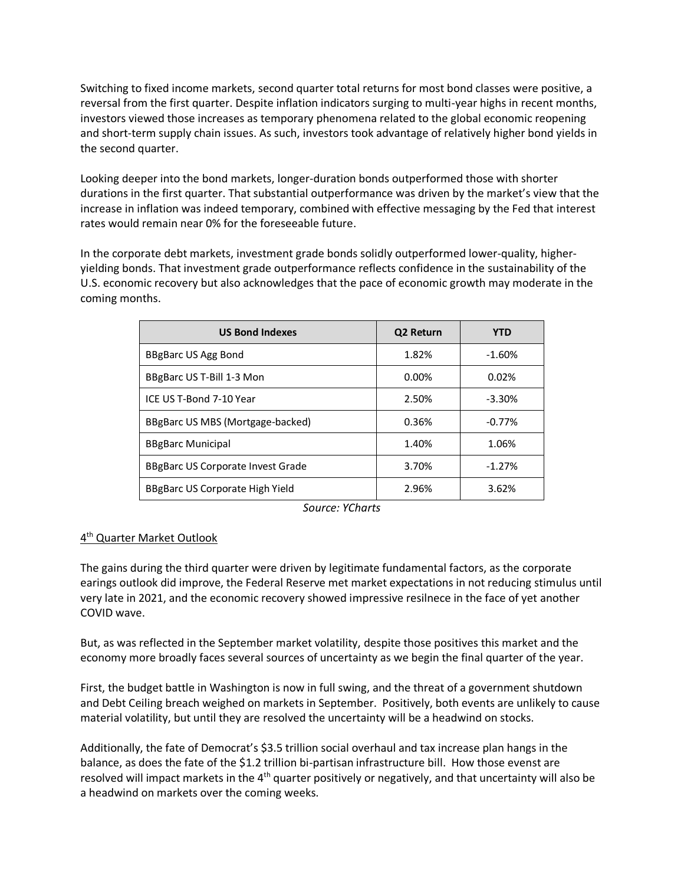Switching to fixed income markets, second quarter total returns for most bond classes were positive, a reversal from the first quarter. Despite inflation indicators surging to multi-year highs in recent months, investors viewed those increases as temporary phenomena related to the global economic reopening and short-term supply chain issues. As such, investors took advantage of relatively higher bond yields in the second quarter.

Looking deeper into the bond markets, longer-duration bonds outperformed those with shorter durations in the first quarter. That substantial outperformance was driven by the market's view that the increase in inflation was indeed temporary, combined with effective messaging by the Fed that interest rates would remain near 0% for the foreseeable future.

In the corporate debt markets, investment grade bonds solidly outperformed lower-quality, higher-yielding bonds. That investment grade outperformance reflects confidence in the sustainability of the U.S. economic recovery but also acknowledges that the pace of economic growth may moderate in the coming months.

| US Bond Indexes | Q2 Return | YTD |
|---|---|---|
| BBgBarc US Agg Bond | 1.82% | -1.60% |
| BBgBarc US T-Bill 1-3 Mon | 0.00% | 0.02% |
| ICE US T-Bond 7-10 Year | 2.50% | -3.30% |
| BBgBarc US MBS (Mortgage-backed) | 0.36% | -0.77% |
| BBgBarc Municipal | 1.40% | 1.06% |
| BBgBarc US Corporate Invest Grade | 3.70% | -1.27% |
| BBgBarc US Corporate High Yield | 2.96% | 3.62% |

*Source: YCharts*

## 4th Quarter Market Outlook

The gains during the third quarter were driven by legitimate fundamental factors, as the corporate earings outlook did improve, the Federal Reserve met market expectations in not reducing stimulus until very late in 2021, and the economic recovery showed impressive resilnece in the face of yet another COVID wave.

But, as was reflected in the September market volatility, despite those positives this market and the economy more broadly faces several sources of uncertainty as we begin the final quarter of the year.

First, the budget battle in Washington is now in full swing, and the threat of a government shutdown and Debt Ceiling breach weighed on markets in September. Positively, both events are unlikely to cause material volatility, but until they are resolved the uncertainty will be a headwind on stocks.

Additionally, the fate of Democrat's $3.5 trillion social overhaul and tax increase plan hangs in the balance, as does the fate of the $1.2 trillion bi-partisan infrastructure bill. How those evenst are resolved will impact markets in the 4th quarter positively or negatively, and that uncertainty will also be a headwind on markets over the coming weeks.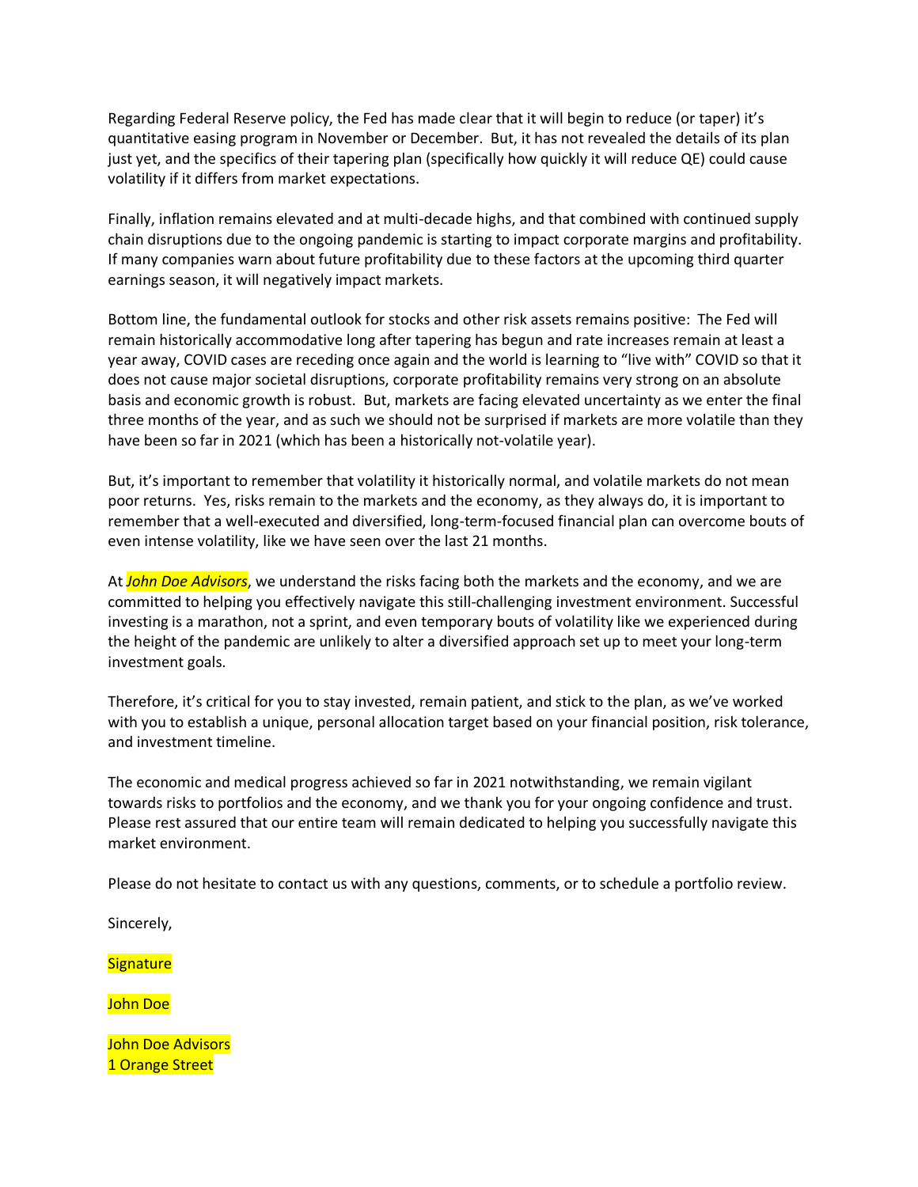Regarding Federal Reserve policy, the Fed has made clear that it will begin to reduce (or taper) it's quantitative easing program in November or December. But, it has not revealed the details of its plan just yet, and the specifics of their tapering plan (specifically how quickly it will reduce QE) could cause volatility if it differs from market expectations.

Finally, inflation remains elevated and at multi-decade highs, and that combined with continued supply chain disruptions due to the ongoing pandemic is starting to impact corporate margins and profitability. If many companies warn about future profitability due to these factors at the upcoming third quarter earnings season, it will negatively impact markets.

Bottom line, the fundamental outlook for stocks and other risk assets remains positive: The Fed will remain historically accommodative long after tapering has begun and rate increases remain at least a year away, COVID cases are receding once again and the world is learning to "live with" COVID so that it does not cause major societal disruptions, corporate profitability remains very strong on an absolute basis and economic growth is robust. But, markets are facing elevated uncertainty as we enter the final three months of the year, and as such we should not be surprised if markets are more volatile than they have been so far in 2021 (which has been a historically not-volatile year).

But, it's important to remember that volatility it historically normal, and volatile markets do not mean poor returns. Yes, risks remain to the markets and the economy, as they always do, it is important to remember that a well-executed and diversified, long-term-focused financial plan can overcome bouts of even intense volatility, like we have seen over the last 21 months.

At ***John Doe Advisors***, we understand the risks facing both the markets and the economy, and we are committed to helping you effectively navigate this still-challenging investment environment. Successful investing is a marathon, not a sprint, and even temporary bouts of volatility like we experienced during the height of the pandemic are unlikely to alter a diversified approach set up to meet your long-term investment goals.

Therefore, it's critical for you to stay invested, remain patient, and stick to the plan, as we've worked with you to establish a unique, personal allocation target based on your financial position, risk tolerance, and investment timeline.

The economic and medical progress achieved so far in 2021 notwithstanding, we remain vigilant towards risks to portfolios and the economy, and we thank you for your ongoing confidence and trust. Please rest assured that our entire team will remain dedicated to helping you successfully navigate this market environment.

Please do not hesitate to contact us with any questions, comments, or to schedule a portfolio review.

Sincerely,

Signature

John Doe

John Doe Advisors
1 Orange Street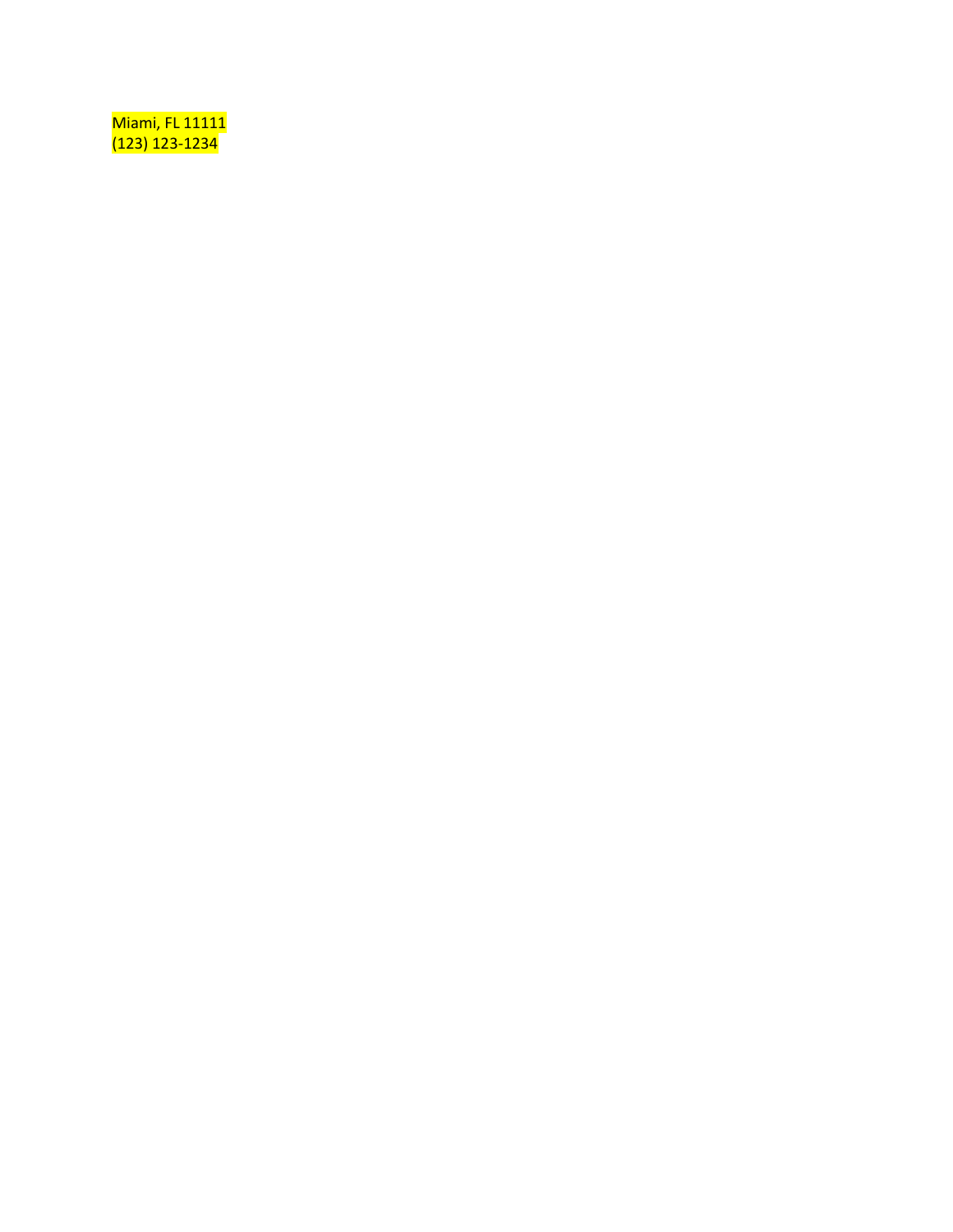Miami, FL 11111
(123) 123-1234